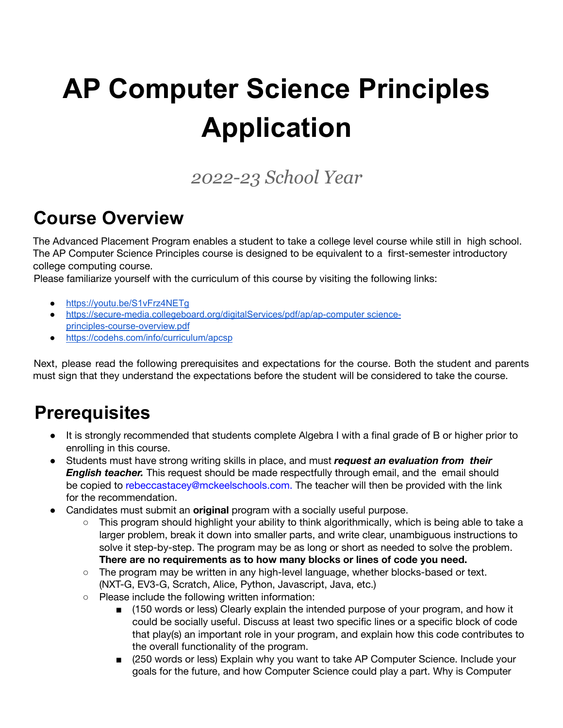# AP Computer Science Principles Application

*2022-23 School Year*

## Course Overview

The Advanced Placement Program enables a student to take a college level course while still in high school. The AP Computer Science Principles course is designed to be equivalent to a first-semester introductory college computing course.

Please familiarize yourself with the curriculum of this course by visiting the following links:

- https://youtu.be/S1vFrz4NETg
- https://secure-media.collegeboard.org/digitalServices/pdf/ap/ap-computer science-principles-course-overview.pdf
- https://codehs.com/info/curriculum/apcsp

Next, please read the following prerequisites and expectations for the course. Both the student and parents must sign that they understand the expectations before the student will be considered to take the course.

## Prerequisites

- It is strongly recommended that students complete Algebra I with a final grade of B or higher prior to enrolling in this course.
- Students must have strong writing skills in place, and must ***request an evaluation from their English teacher.*** This request should be made respectfully through email, and the email should be copied to rebeccastacey@mckeelschools.com. The teacher will then be provided with the link for the recommendation.
- Candidates must submit an **original** program with a socially useful purpose.
  - This program should highlight your ability to think algorithmically, which is being able to take a larger problem, break it down into smaller parts, and write clear, unambiguous instructions to solve it step-by-step. The program may be as long or short as needed to solve the problem. **There are no requirements as to how many blocks or lines of code you need.**
  - The program may be written in any high-level language, whether blocks-based or text. (NXT-G, EV3-G, Scratch, Alice, Python, Javascript, Java, etc.)
  - Please include the following written information:
    - (150 words or less) Clearly explain the intended purpose of your program, and how it could be socially useful. Discuss at least two specific lines or a specific block of code that play(s) an important role in your program, and explain how this code contributes to the overall functionality of the program.
    - (250 words or less) Explain why you want to take AP Computer Science. Include your goals for the future, and how Computer Science could play a part. Why is Computer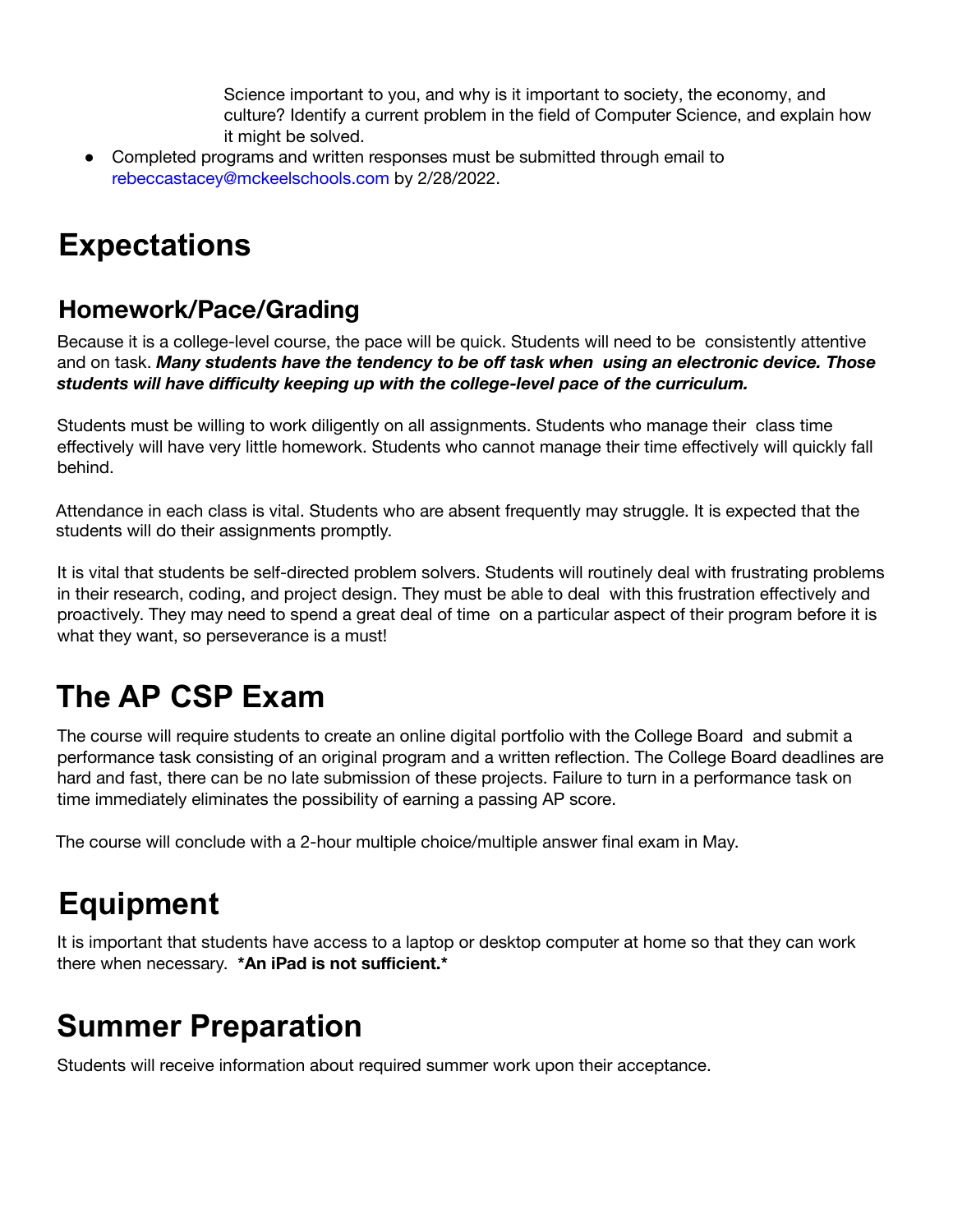Science important to you, and why is it important to society, the economy, and culture? Identify a current problem in the field of Computer Science, and explain how it might be solved.

- Completed programs and written responses must be submitted through email to rebeccastacey@mckeelschools.com by 2/28/2022.

# Expectations

## Homework/Pace/Grading

Because it is a college-level course, the pace will be quick. Students will need to be consistently attentive and on task. ***Many students have the tendency to be off task when using an electronic device. Those students will have difficulty keeping up with the college-level pace of the curriculum.***

Students must be willing to work diligently on all assignments. Students who manage their class time effectively will have very little homework. Students who cannot manage their time effectively will quickly fall behind.

Attendance in each class is vital. Students who are absent frequently may struggle. It is expected that the students will do their assignments promptly.

It is vital that students be self-directed problem solvers. Students will routinely deal with frustrating problems in their research, coding, and project design. They must be able to deal with this frustration effectively and proactively. They may need to spend a great deal of time on a particular aspect of their program before it is what they want, so perseverance is a must!

# The AP CSP Exam

The course will require students to create an online digital portfolio with the College Board and submit a performance task consisting of an original program and a written reflection. The College Board deadlines are hard and fast, there can be no late submission of these projects. Failure to turn in a performance task on time immediately eliminates the possibility of earning a passing AP score.

The course will conclude with a 2-hour multiple choice/multiple answer final exam in May.

# Equipment

It is important that students have access to a laptop or desktop computer at home so that they can work there when necessary. **\*An iPad is not sufficient.\***

# Summer Preparation

Students will receive information about required summer work upon their acceptance.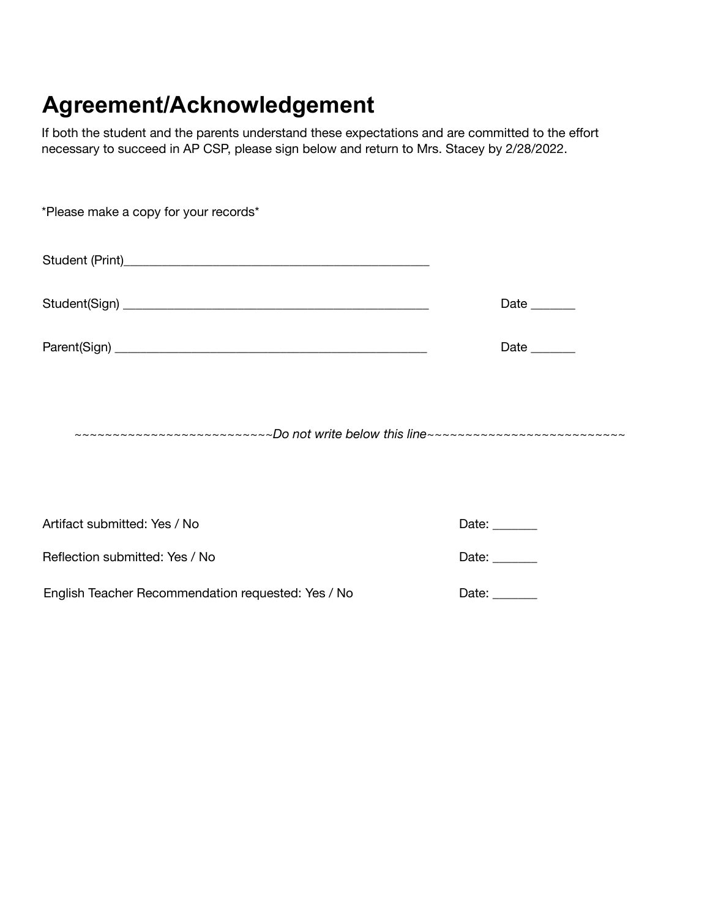# Agreement/Acknowledgement

If both the student and the parents understand these expectations and are committed to the effort necessary to succeed in AP CSP, please sign below and return to Mrs. Stacey by 2/28/2022.

*Please make a copy for your records*

Student (Print)_______________________________________________

Student(Sign) _______________________________________________ Date _______

Parent(Sign) ________________________________________________ Date _______

*~~~~~~~~~~~~~~~~~~~~~~~~~~Do not write below this line~~~~~~~~~~~~~~~~~~~~~~~~~~*

Artifact submitted: Yes / No Date: _______

Reflection submitted: Yes / No Date: _______

English Teacher Recommendation requested: Yes / No Date: _______